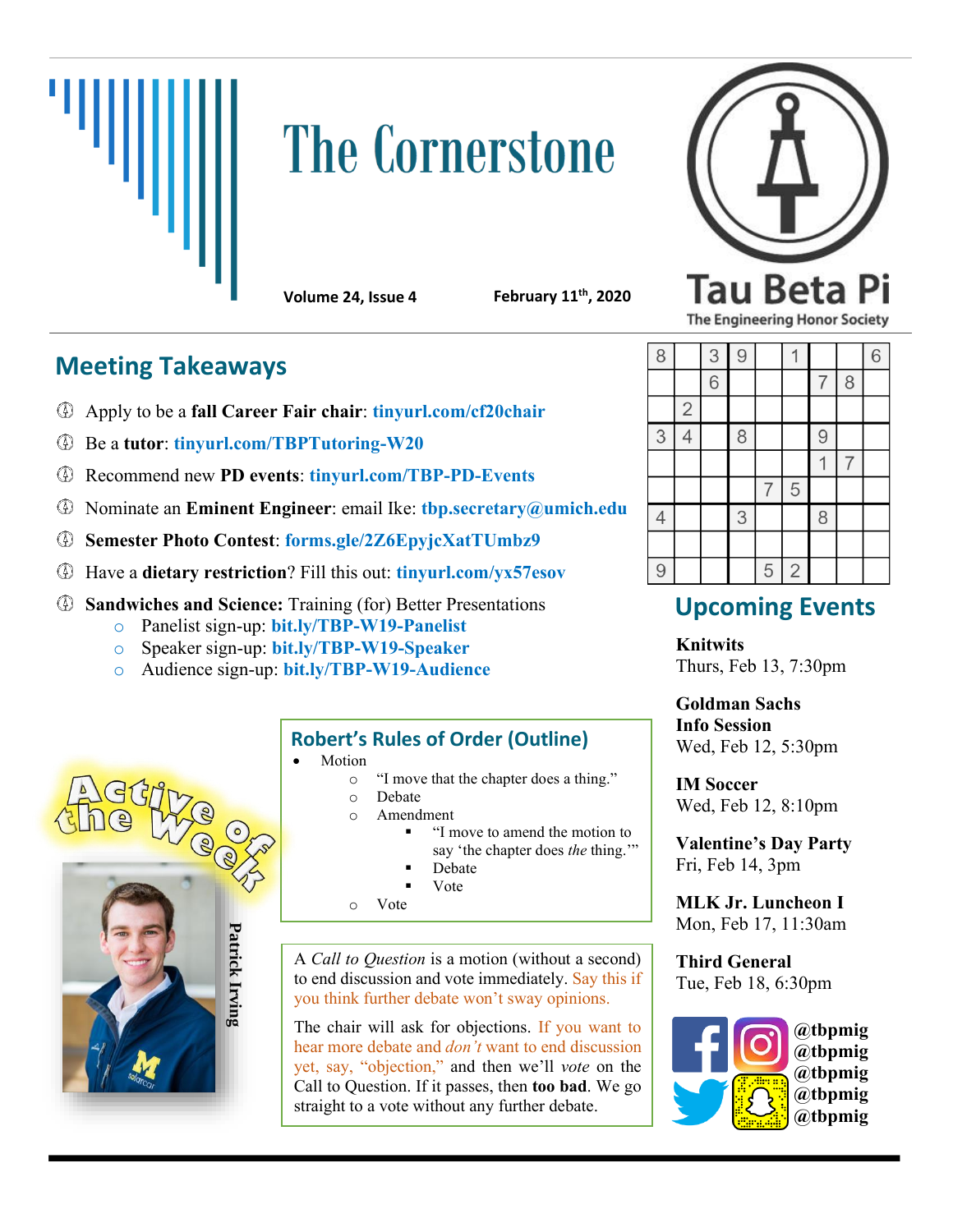# The Cornerstone

**Volume 24, Issue 4** **February 11th, 2020**

Tau Beta Pi
The Engineering Honor Society

## Meeting Takeaways

- Apply to be a **fall Career Fair chair**: tinyurl.com/cf20chair
- Be a **tutor**: tinyurl.com/TBPTutoring-W20
- Recommend new **PD events**: tinyurl.com/TBP-PD-Events
- Nominate an **Eminent Engineer**: email Ike: tbp.secretary@umich.edu
- **Semester Photo Contest**: forms.gle/2Z6EpyjcXatTUmbz9
- Have a **dietary restriction**? Fill this out: tinyurl.com/yx57esov
- **Sandwiches and Science:** Training (for) Better Presentations
  - Panelist sign-up: bit.ly/TBP-W19-Panelist
  - Speaker sign-up: bit.ly/TBP-W19-Speaker
  - Audience sign-up: bit.ly/TBP-W19-Audience

| | | | | | | | | |
|---|---|---|---|---|---|---|---|---|
| 8 | | 3 | 9 | | 1 | | | 6 |
| | | 6 | | | | 7 | 8 | |
| | 2 | | | | | | | |
| 3 | 4 | | 8 | | | 9 | | |
| | | | | | | 1 | 7 | |
| | | | | 7 | 5 | | | |
| 4 | | | 3 | | | 8 | | |
| | | | | | | | | |
| 9 | | | | 5 | 2 | | | |

## Active of the Week

Patrick Irving

## Robert's Rules of Order (Outline)

- Motion
  - "I move that the chapter does a thing."
  - Debate
  - Amendment
    - "I move to amend the motion to say 'the chapter does *the* thing.'"
    - Debate
    - Vote
  - Vote

A *Call to Question* is a motion (without a second) to end discussion and vote immediately. Say this if you think further debate won't sway opinions.

The chair will ask for objections. If you want to hear more debate and *don't* want to end discussion yet, say, "objection," and then we'll *vote* on the Call to Question. If it passes, then **too bad**. We go straight to a vote without any further debate.

## Upcoming Events

**Knitwits**
Thurs, Feb 13, 7:30pm

**Goldman Sachs Info Session**
Wed, Feb 12, 5:30pm

**IM Soccer**
Wed, Feb 12, 8:10pm

**Valentine's Day Party**
Fri, Feb 14, 3pm

**MLK Jr. Luncheon I**
Mon, Feb 17, 11:30am

**Third General**
Tue, Feb 18, 6:30pm

@tbpmig
@tbpmig
@tbpmig
@tbpmig
@tbpmig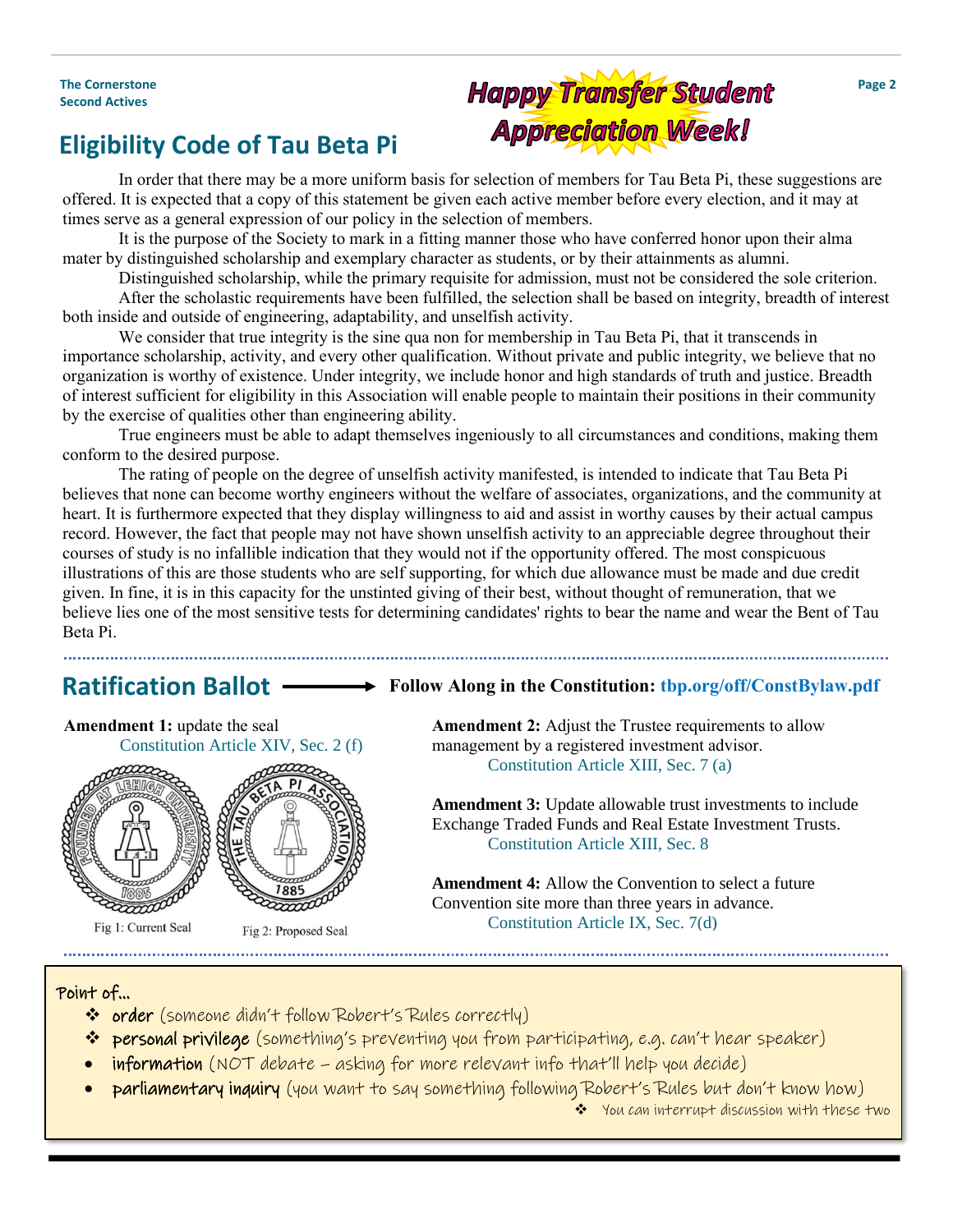# Eligibility Code of Tau Beta Pi

**Happy Transfer Student Appreciation Week!**

In order that there may be a more uniform basis for selection of members for Tau Beta Pi, these suggestions are offered. It is expected that a copy of this statement be given each active member before every election, and it may at times serve as a general expression of our policy in the selection of members.

It is the purpose of the Society to mark in a fitting manner those who have conferred honor upon their alma mater by distinguished scholarship and exemplary character as students, or by their attainments as alumni.

Distinguished scholarship, while the primary requisite for admission, must not be considered the sole criterion.

After the scholastic requirements have been fulfilled, the selection shall be based on integrity, breadth of interest both inside and outside of engineering, adaptability, and unselfish activity.

We consider that true integrity is the sine qua non for membership in Tau Beta Pi, that it transcends in importance scholarship, activity, and every other qualification. Without private and public integrity, we believe that no organization is worthy of existence. Under integrity, we include honor and high standards of truth and justice. Breadth of interest sufficient for eligibility in this Association will enable people to maintain their positions in their community by the exercise of qualities other than engineering ability.

True engineers must be able to adapt themselves ingeniously to all circumstances and conditions, making them conform to the desired purpose.

The rating of people on the degree of unselfish activity manifested, is intended to indicate that Tau Beta Pi believes that none can become worthy engineers without the welfare of associates, organizations, and the community at heart. It is furthermore expected that they display willingness to aid and assist in worthy causes by their actual campus record. However, the fact that people may not have shown unselfish activity to an appreciable degree throughout their courses of study is no infallible indication that they would not if the opportunity offered. The most conspicuous illustrations of this are those students who are self supporting, for which due allowance must be made and due credit given. In fine, it is in this capacity for the unstinted giving of their best, without thought of remuneration, that we believe lies one of the most sensitive tests for determining candidates' rights to bear the name and wear the Bent of Tau Beta Pi.

# Ratification Ballot

**Follow Along in the Constitution:** tbp.org/off/ConstBylaw.pdf

**Amendment 1:** update the seal
Constitution Article XIV, Sec. 2 (f)

Fig 1: Current Seal

Fig 2: Proposed Seal

**Amendment 2:** Adjust the Trustee requirements to allow management by a registered investment advisor.
Constitution Article XIII, Sec. 7 (a)

**Amendment 3:** Update allowable trust investments to include Exchange Traded Funds and Real Estate Investment Trusts.
Constitution Article XIII, Sec. 8

**Amendment 4:** Allow the Convention to select a future Convention site more than three years in advance.
Constitution Article IX, Sec. 7(d)

Point of…

- ❖ **order** (someone didn't follow Robert's Rules correctly)
- ❖ **personal privilege** (something's preventing you from participating, e.g. can't hear speaker)
- **information** (NOT debate – asking for more relevant info that'll help you decide)
- **parliamentary inquiry** (you want to say something following Robert's Rules but don't know how)

❖ You can interrupt discussion with these two